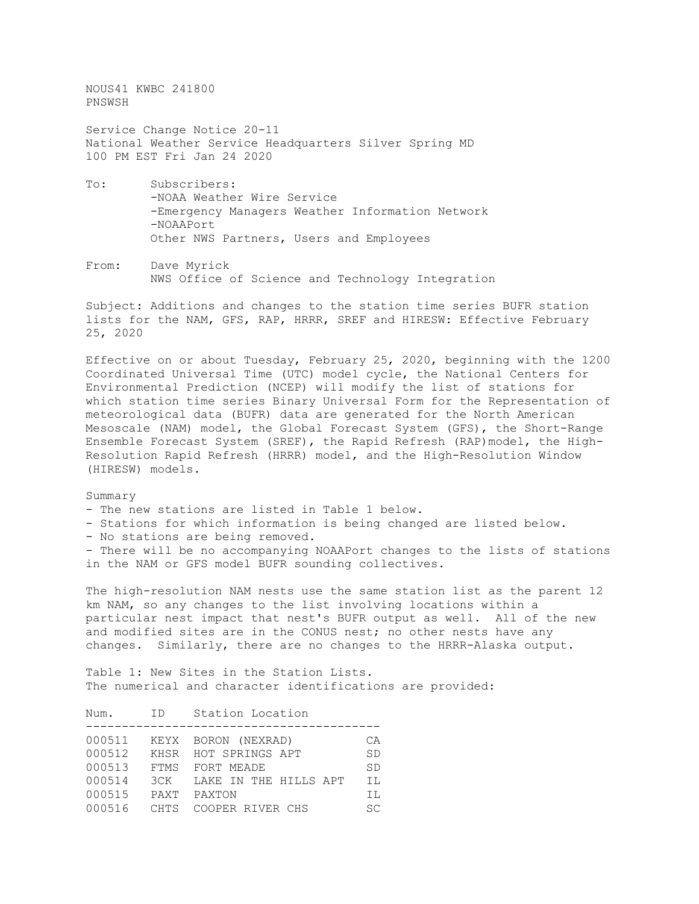NOUS41 KWBC 241800
PNSWSH

Service Change Notice 20-11
National Weather Service Headquarters Silver Spring MD
100 PM EST Fri Jan 24 2020

To: Subscribers:
-NOAA Weather Wire Service
-Emergency Managers Weather Information Network
-NOAAPort
Other NWS Partners, Users and Employees

From: Dave Myrick
NWS Office of Science and Technology Integration

Subject: Additions and changes to the station time series BUFR station lists for the NAM, GFS, RAP, HRRR, SREF and HIRESW: Effective February 25, 2020

Effective on or about Tuesday, February 25, 2020, beginning with the 1200 Coordinated Universal Time (UTC) model cycle, the National Centers for Environmental Prediction (NCEP) will modify the list of stations for which station time series Binary Universal Form for the Representation of meteorological data (BUFR) data are generated for the North American Mesoscale (NAM) model, the Global Forecast System (GFS), the Short-Range Ensemble Forecast System (SREF), the Rapid Refresh (RAP)model, the High-Resolution Rapid Refresh (HRRR) model, and the High-Resolution Window (HIRESW) models.

Summary
- The new stations are listed in Table 1 below.
- Stations for which information is being changed are listed below.
- No stations are being removed.
- There will be no accompanying NOAAPort changes to the lists of stations in the NAM or GFS model BUFR sounding collectives.

The high-resolution NAM nests use the same station list as the parent 12 km NAM, so any changes to the list involving locations within a particular nest impact that nest's BUFR output as well. All of the new and modified sites are in the CONUS nest; no other nests have any changes. Similarly, there are no changes to the HRRR-Alaska output.

Table 1: New Sites in the Station Lists.
The numerical and character identifications are provided:

| Num. | ID | Station Location | |
|---|---|---|---|
| 000511 | KEYX | BORON (NEXRAD) | CA |
| 000512 | KHSR | HOT SPRINGS APT | SD |
| 000513 | FTMS | FORT MEADE | SD |
| 000514 | 3CK | LAKE IN THE HILLS APT | IL |
| 000515 | PAXT | PAXTON | IL |
| 000516 | CHTS | COOPER RIVER CHS | SC |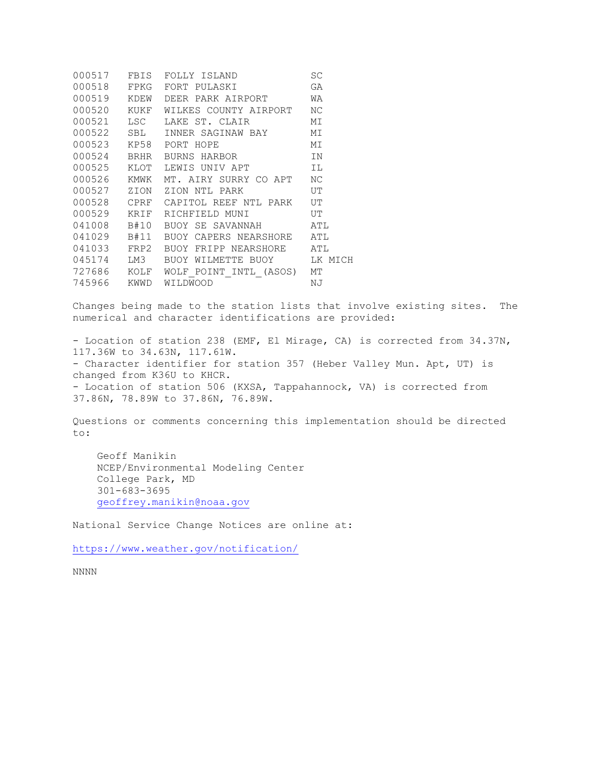| | | | |
|---|---|---|---|
| 000517 | FBIS | FOLLY ISLAND | SC |
| 000518 | FPKG | FORT PULASKI | GA |
| 000519 | KDEW | DEER PARK AIRPORT | WA |
| 000520 | KUKF | WILKES COUNTY AIRPORT | NC |
| 000521 | LSC | LAKE ST. CLAIR | MI |
| 000522 | SBL | INNER SAGINAW BAY | MI |
| 000523 | KP58 | PORT HOPE | MI |
| 000524 | BRHR | BURNS HARBOR | IN |
| 000525 | KLOT | LEWIS UNIV APT | IL |
| 000526 | KMWK | MT. AIRY SURRY CO APT | NC |
| 000527 | ZION | ZION NTL PARK | UT |
| 000528 | CPRF | CAPITOL REEF NTL PARK | UT |
| 000529 | KRIF | RICHFIELD MUNI | UT |
| 041008 | B#10 | BUOY SE SAVANNAH | ATL |
| 041029 | B#11 | BUOY CAPERS NEARSHORE | ATL |
| 041033 | FRP2 | BUOY FRIPP NEARSHORE | ATL |
| 045174 | LM3 | BUOY WILMETTE BUOY | LK MICH |
| 727686 | KOLF | WOLF_POINT_INTL_(ASOS) | MT |
| 745966 | KWWD | WILDWOOD | NJ |

Changes being made to the station lists that involve existing sites. The numerical and character identifications are provided:

- Location of station 238 (EMF, El Mirage, CA) is corrected from 34.37N, 117.36W to 34.63N, 117.61W.
- Character identifier for station 357 (Heber Valley Mun. Apt, UT) is changed from K36U to KHCR.
- Location of station 506 (KXSA, Tappahannock, VA) is corrected from 37.86N, 78.89W to 37.86N, 76.89W.

Questions or comments concerning this implementation should be directed to:

Geoff Manikin
NCEP/Environmental Modeling Center
College Park, MD
301-683-3695
geoffrey.manikin@noaa.gov

National Service Change Notices are online at:

https://www.weather.gov/notification/

NNNN